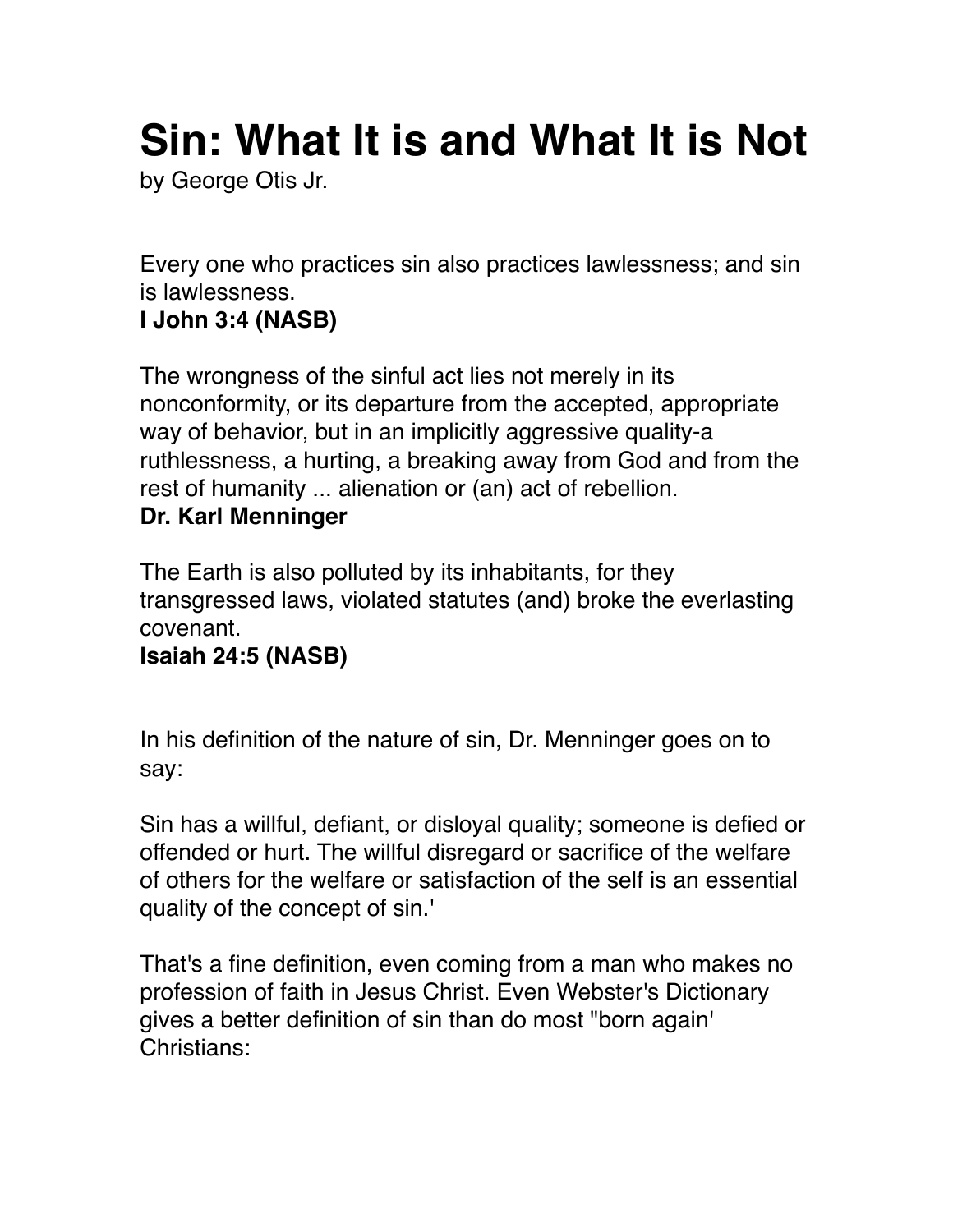# Sin: What It is and What It is Not

by George Otis Jr.

Every one who practices sin also practices lawlessness; and sin is lawlessness.
**I John 3:4 (NASB)**

The wrongness of the sinful act lies not merely in its nonconformity, or its departure from the accepted, appropriate way of behavior, but in an implicitly aggressive quality-a ruthlessness, a hurting, a breaking away from God and from the rest of humanity ... alienation or (an) act of rebellion.
**Dr. Karl Menninger**

The Earth is also polluted by its inhabitants, for they transgressed laws, violated statutes (and) broke the everlasting covenant.
**Isaiah 24:5 (NASB)**

In his definition of the nature of sin, Dr. Menninger goes on to say:

Sin has a willful, defiant, or disloyal quality; someone is defied or offended or hurt. The willful disregard or sacrifice of the welfare of others for the welfare or satisfaction of the self is an essential quality of the concept of sin.'

That's a fine definition, even coming from a man who makes no profession of faith in Jesus Christ. Even Webster's Dictionary gives a better definition of sin than do most "born again' Christians: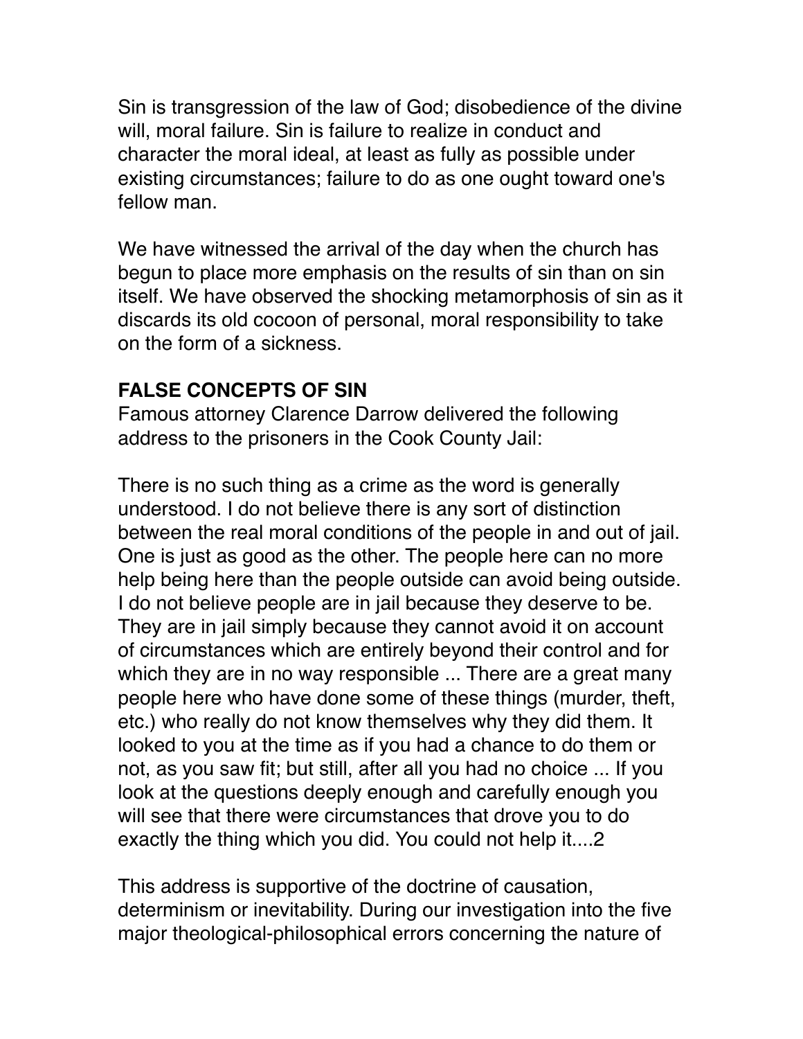Sin is transgression of the law of God; disobedience of the divine will, moral failure. Sin is failure to realize in conduct and character the moral ideal, at least as fully as possible under existing circumstances; failure to do as one ought toward one's fellow man.

We have witnessed the arrival of the day when the church has begun to place more emphasis on the results of sin than on sin itself. We have observed the shocking metamorphosis of sin as it discards its old cocoon of personal, moral responsibility to take on the form of a sickness.

**FALSE CONCEPTS OF SIN**

Famous attorney Clarence Darrow delivered the following address to the prisoners in the Cook County Jail:

There is no such thing as a crime as the word is generally understood. I do not believe there is any sort of distinction between the real moral conditions of the people in and out of jail. One is just as good as the other. The people here can no more help being here than the people outside can avoid being outside. I do not believe people are in jail because they deserve to be. They are in jail simply because they cannot avoid it on account of circumstances which are entirely beyond their control and for which they are in no way responsible ... There are a great many people here who have done some of these things (murder, theft, etc.) who really do not know themselves why they did them. It looked to you at the time as if you had a chance to do them or not, as you saw fit; but still, after all you had no choice ... If you look at the questions deeply enough and carefully enough you will see that there were circumstances that drove you to do exactly the thing which you did. You could not help it....[2]

This address is supportive of the doctrine of causation, determinism or inevitability. During our investigation into the five major theological-philosophical errors concerning the nature of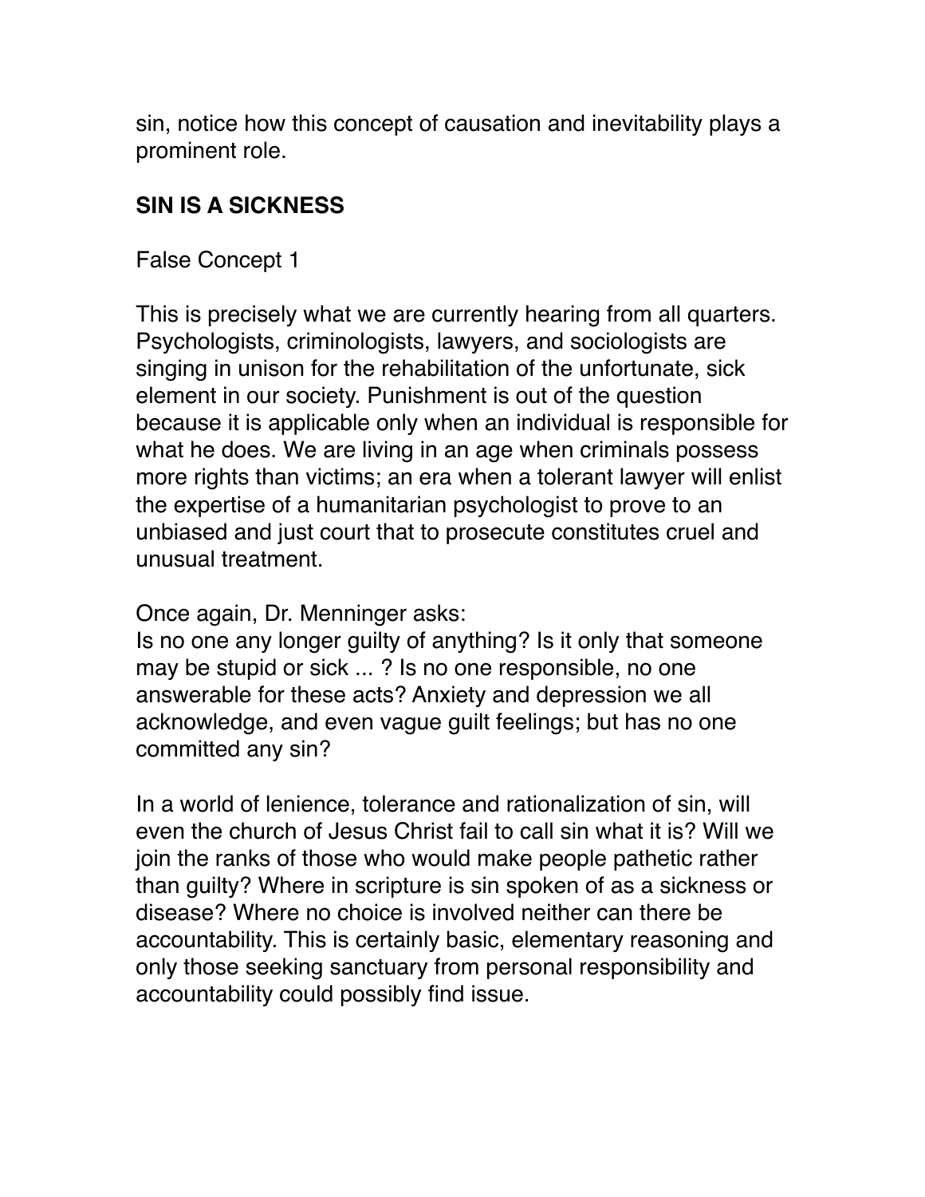sin, notice how this concept of causation and inevitability plays a prominent role.

## SIN IS A SICKNESS

False Concept 1

This is precisely what we are currently hearing from all quarters. Psychologists, criminologists, lawyers, and sociologists are singing in unison for the rehabilitation of the unfortunate, sick element in our society. Punishment is out of the question because it is applicable only when an individual is responsible for what he does. We are living in an age when criminals possess more rights than victims; an era when a tolerant lawyer will enlist the expertise of a humanitarian psychologist to prove to an unbiased and just court that to prosecute constitutes cruel and unusual treatment.

Once again, Dr. Menninger asks:

Is no one any longer guilty of anything? Is it only that someone may be stupid or sick ... ? Is no one responsible, no one answerable for these acts? Anxiety and depression we all acknowledge, and even vague guilt feelings; but has no one committed any sin?

In a world of lenience, tolerance and rationalization of sin, will even the church of Jesus Christ fail to call sin what it is? Will we join the ranks of those who would make people pathetic rather than guilty? Where in scripture is sin spoken of as a sickness or disease? Where no choice is involved neither can there be accountability. This is certainly basic, elementary reasoning and only those seeking sanctuary from personal responsibility and accountability could possibly find issue.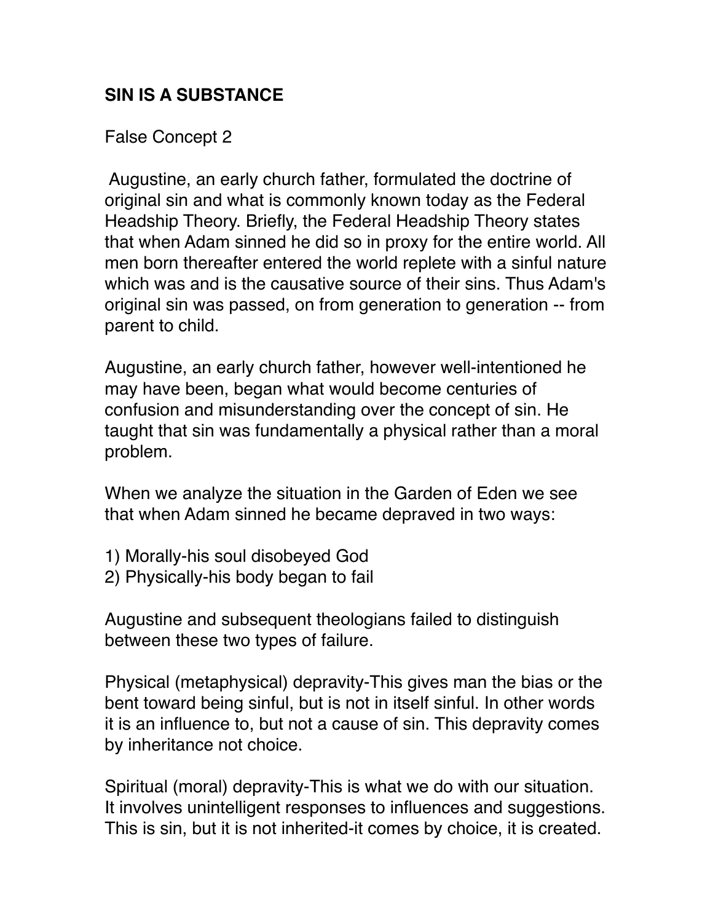**SIN IS A SUBSTANCE**

False Concept 2

Augustine, an early church father, formulated the doctrine of original sin and what is commonly known today as the Federal Headship Theory. Briefly, the Federal Headship Theory states that when Adam sinned he did so in proxy for the entire world. All men born thereafter entered the world replete with a sinful nature which was and is the causative source of their sins. Thus Adam's original sin was passed, on from generation to generation -- from parent to child.

Augustine, an early church father, however well-intentioned he may have been, began what would become centuries of confusion and misunderstanding over the concept of sin. He taught that sin was fundamentally a physical rather than a moral problem.

When we analyze the situation in the Garden of Eden we see that when Adam sinned he became depraved in two ways:

1) Morally-his soul disobeyed God
2) Physically-his body began to fail

Augustine and subsequent theologians failed to distinguish between these two types of failure.

Physical (metaphysical) depravity-This gives man the bias or the bent toward being sinful, but is not in itself sinful. In other words it is an influence to, but not a cause of sin. This depravity comes by inheritance not choice.

Spiritual (moral) depravity-This is what we do with our situation. It involves unintelligent responses to influences and suggestions. This is sin, but it is not inherited-it comes by choice, it is created.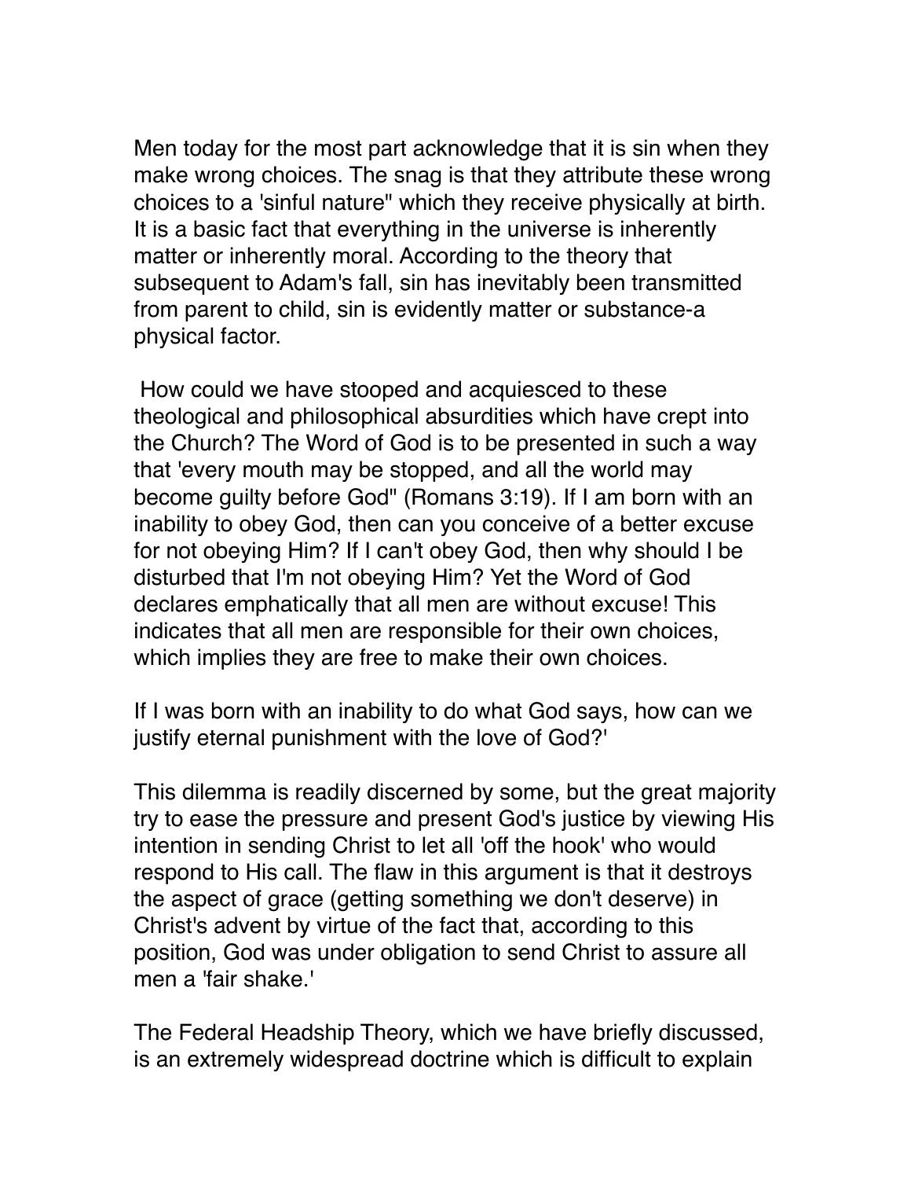Men today for the most part acknowledge that it is sin when they make wrong choices. The snag is that they attribute these wrong choices to a 'sinful nature" which they receive physically at birth. It is a basic fact that everything in the universe is inherently matter or inherently moral. According to the theory that subsequent to Adam's fall, sin has inevitably been transmitted from parent to child, sin is evidently matter or substance-a physical factor.

How could we have stooped and acquiesced to these theological and philosophical absurdities which have crept into the Church? The Word of God is to be presented in such a way that 'every mouth may be stopped, and all the world may become guilty before God" (Romans 3:19). If I am born with an inability to obey God, then can you conceive of a better excuse for not obeying Him? If I can't obey God, then why should I be disturbed that I'm not obeying Him? Yet the Word of God declares emphatically that all men are without excuse! This indicates that all men are responsible for their own choices, which implies they are free to make their own choices.

If I was born with an inability to do what God says, how can we justify eternal punishment with the love of God?'

This dilemma is readily discerned by some, but the great majority try to ease the pressure and present God's justice by viewing His intention in sending Christ to let all 'off the hook' who would respond to His call. The flaw in this argument is that it destroys the aspect of grace (getting something we don't deserve) in Christ's advent by virtue of the fact that, according to this position, God was under obligation to send Christ to assure all men a 'fair shake.'

The Federal Headship Theory, which we have briefly discussed, is an extremely widespread doctrine which is difficult to explain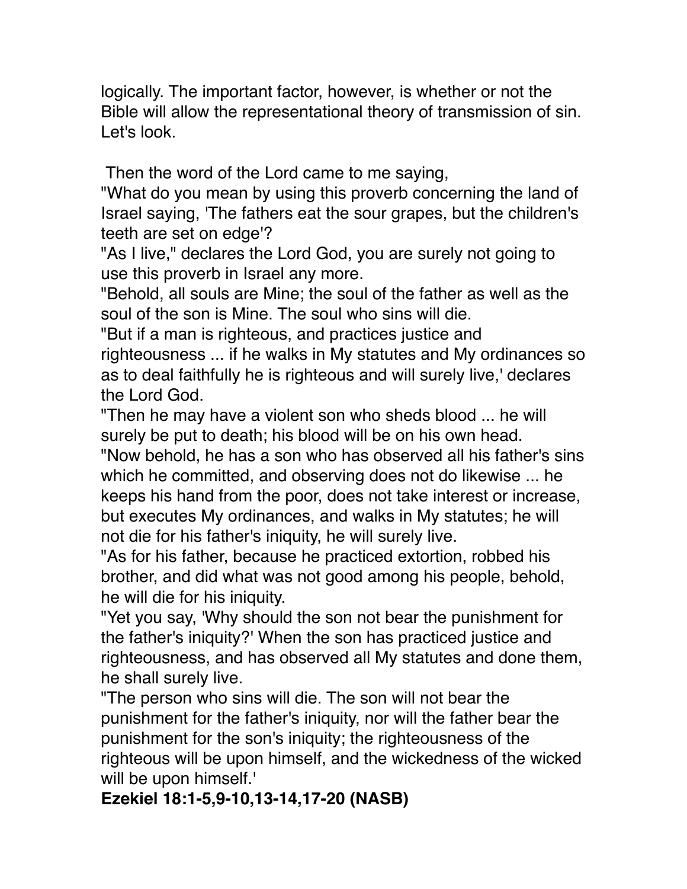logically. The important factor, however, is whether or not the Bible will allow the representational theory of transmission of sin. Let's look.

Then the word of the Lord came to me saying,
"What do you mean by using this proverb concerning the land of Israel saying, 'The fathers eat the sour grapes, but the children's teeth are set on edge'?
"As I live," declares the Lord God, you are surely not going to use this proverb in Israel any more.
"Behold, all souls are Mine; the soul of the father as well as the soul of the son is Mine. The soul who sins will die.
"But if a man is righteous, and practices justice and righteousness ... if he walks in My statutes and My ordinances so as to deal faithfully he is righteous and will surely live,' declares the Lord God.
"Then he may have a violent son who sheds blood ... he will surely be put to death; his blood will be on his own head.
"Now behold, he has a son who has observed all his father's sins which he committed, and observing does not do likewise ... he keeps his hand from the poor, does not take interest or increase, but executes My ordinances, and walks in My statutes; he will not die for his father's iniquity, he will surely live.
"As for his father, because he practiced extortion, robbed his brother, and did what was not good among his people, behold, he will die for his iniquity.
"Yet you say, 'Why should the son not bear the punishment for the father's iniquity?' When the son has practiced justice and righteousness, and has observed all My statutes and done them, he shall surely live.
"The person who sins will die. The son will not bear the punishment for the father's iniquity, nor will the father bear the punishment for the son's iniquity; the righteousness of the righteous will be upon himself, and the wickedness of the wicked will be upon himself.'
**Ezekiel 18:1-5,9-10,13-14,17-20 (NASB)**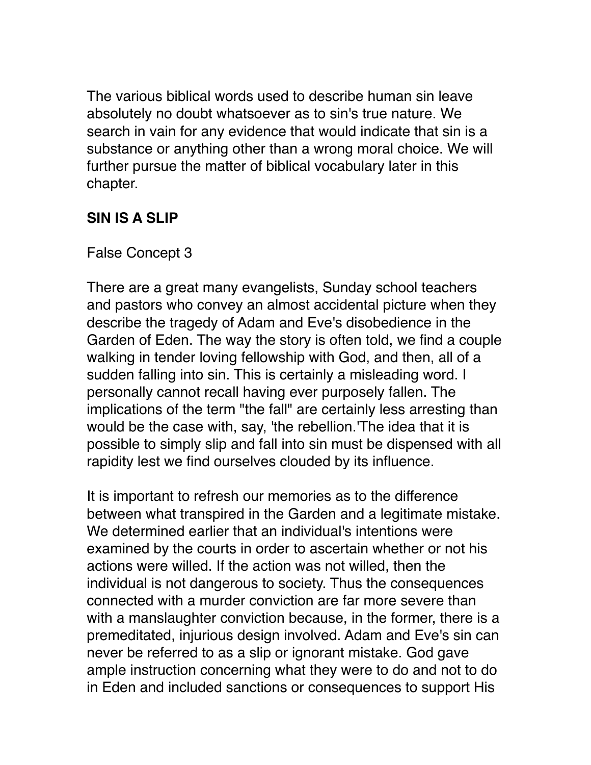The various biblical words used to describe human sin leave absolutely no doubt whatsoever as to sin's true nature. We search in vain for any evidence that would indicate that sin is a substance or anything other than a wrong moral choice. We will further pursue the matter of biblical vocabulary later in this chapter.

## SIN IS A SLIP

False Concept 3

There are a great many evangelists, Sunday school teachers and pastors who convey an almost accidental picture when they describe the tragedy of Adam and Eve's disobedience in the Garden of Eden. The way the story is often told, we find a couple walking in tender loving fellowship with God, and then, all of a sudden falling into sin. This is certainly a misleading word. I personally cannot recall having ever purposely fallen. The implications of the term "the fall" are certainly less arresting than would be the case with, say, 'the rebellion.'The idea that it is possible to simply slip and fall into sin must be dispensed with all rapidity lest we find ourselves clouded by its influence.

It is important to refresh our memories as to the difference between what transpired in the Garden and a legitimate mistake. We determined earlier that an individual's intentions were examined by the courts in order to ascertain whether or not his actions were willed. If the action was not willed, then the individual is not dangerous to society. Thus the consequences connected with a murder conviction are far more severe than with a manslaughter conviction because, in the former, there is a premeditated, injurious design involved. Adam and Eve's sin can never be referred to as a slip or ignorant mistake. God gave ample instruction concerning what they were to do and not to do in Eden and included sanctions or consequences to support His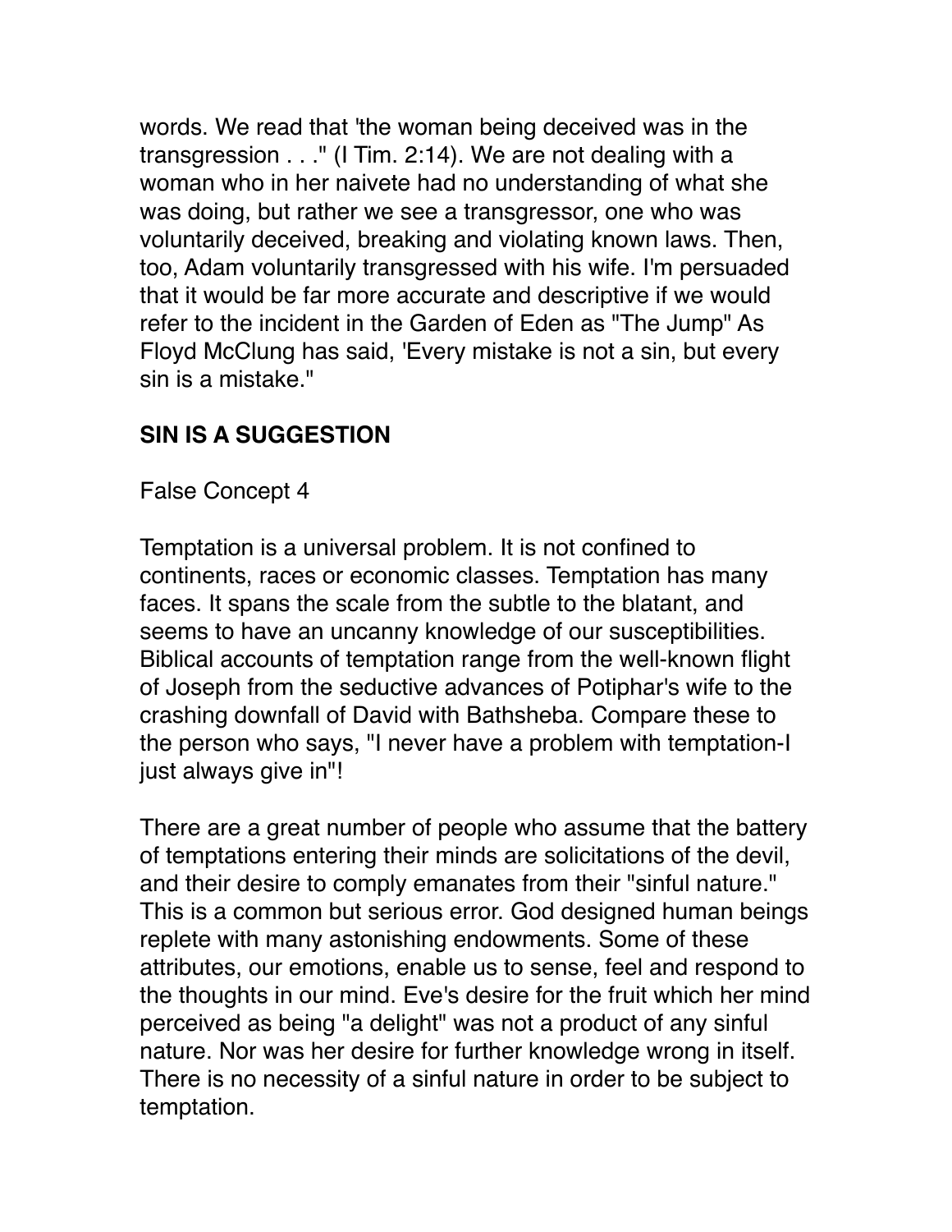words. We read that 'the woman being deceived was in the transgression . . ." (I Tim. 2:14). We are not dealing with a woman who in her naivete had no understanding of what she was doing, but rather we see a transgressor, one who was voluntarily deceived, breaking and violating known laws. Then, too, Adam voluntarily transgressed with his wife. I'm persuaded that it would be far more accurate and descriptive if we would refer to the incident in the Garden of Eden as "The Jump" As Floyd McClung has said, 'Every mistake is not a sin, but every sin is a mistake."

## SIN IS A SUGGESTION

False Concept 4

Temptation is a universal problem. It is not confined to continents, races or economic classes. Temptation has many faces. It spans the scale from the subtle to the blatant, and seems to have an uncanny knowledge of our susceptibilities. Biblical accounts of temptation range from the well-known flight of Joseph from the seductive advances of Potiphar's wife to the crashing downfall of David with Bathsheba. Compare these to the person who says, "I never have a problem with temptation-I just always give in"!

There are a great number of people who assume that the battery of temptations entering their minds are solicitations of the devil, and their desire to comply emanates from their "sinful nature." This is a common but serious error. God designed human beings replete with many astonishing endowments. Some of these attributes, our emotions, enable us to sense, feel and respond to the thoughts in our mind. Eve's desire for the fruit which her mind perceived as being "a delight" was not a product of any sinful nature. Nor was her desire for further knowledge wrong in itself. There is no necessity of a sinful nature in order to be subject to temptation.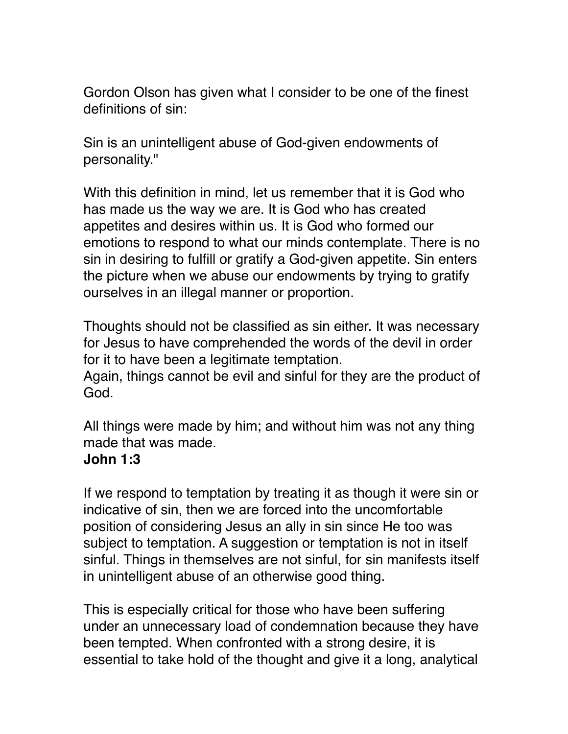Gordon Olson has given what I consider to be one of the finest definitions of sin:

Sin is an unintelligent abuse of God-given endowments of personality."

With this definition in mind, let us remember that it is God who has made us the way we are. It is God who has created appetites and desires within us. It is God who formed our emotions to respond to what our minds contemplate. There is no sin in desiring to fulfill or gratify a God-given appetite. Sin enters the picture when we abuse our endowments by trying to gratify ourselves in an illegal manner or proportion.

Thoughts should not be classified as sin either. It was necessary for Jesus to have comprehended the words of the devil in order for it to have been a legitimate temptation.
Again, things cannot be evil and sinful for they are the product of God.

All things were made by him; and without him was not any thing made that was made.
**John 1:3**

If we respond to temptation by treating it as though it were sin or indicative of sin, then we are forced into the uncomfortable position of considering Jesus an ally in sin since He too was subject to temptation. A suggestion or temptation is not in itself sinful. Things in themselves are not sinful, for sin manifests itself in unintelligent abuse of an otherwise good thing.

This is especially critical for those who have been suffering under an unnecessary load of condemnation because they have been tempted. When confronted with a strong desire, it is essential to take hold of the thought and give it a long, analytical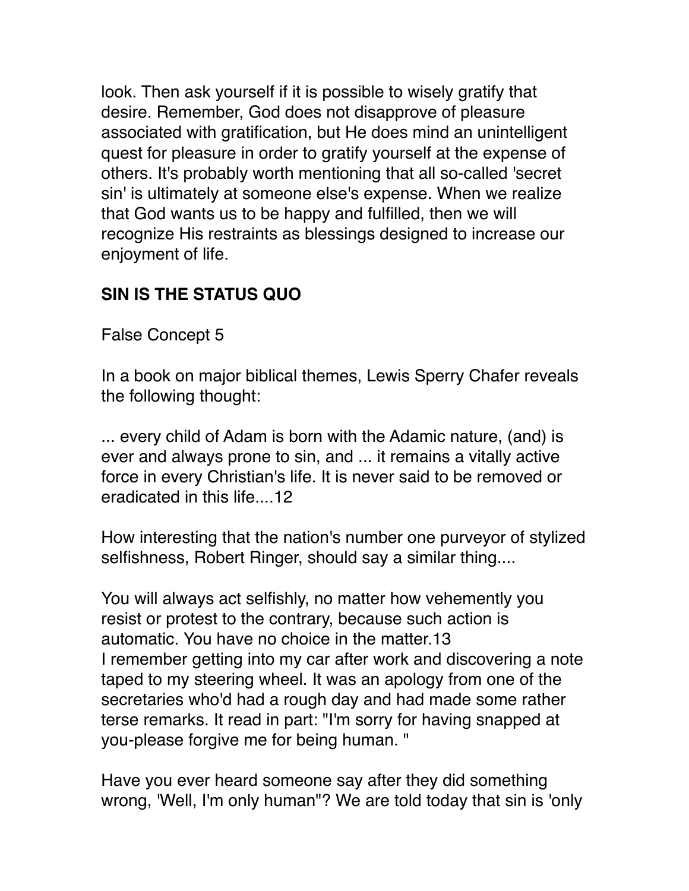look. Then ask yourself if it is possible to wisely gratify that desire. Remember, God does not disapprove of pleasure associated with gratification, but He does mind an unintelligent quest for pleasure in order to gratify yourself at the expense of others. It's probably worth mentioning that all so-called 'secret sin' is ultimately at someone else's expense. When we realize that God wants us to be happy and fulfilled, then we will recognize His restraints as blessings designed to increase our enjoyment of life.

**SIN IS THE STATUS QUO**

False Concept 5

In a book on major biblical themes, Lewis Sperry Chafer reveals the following thought:

... every child of Adam is born with the Adamic nature, (and) is ever and always prone to sin, and ... it remains a vitally active force in every Christian's life. It is never said to be removed or eradicated in this life....12

How interesting that the nation's number one purveyor of stylized selfishness, Robert Ringer, should say a similar thing....

You will always act selfishly, no matter how vehemently you resist or protest to the contrary, because such action is automatic. You have no choice in the matter.13
I remember getting into my car after work and discovering a note taped to my steering wheel. It was an apology from one of the secretaries who'd had a rough day and had made some rather terse remarks. It read in part: "I'm sorry for having snapped at you-please forgive me for being human. "

Have you ever heard someone say after they did something wrong, 'Well, I'm only human"? We are told today that sin is 'only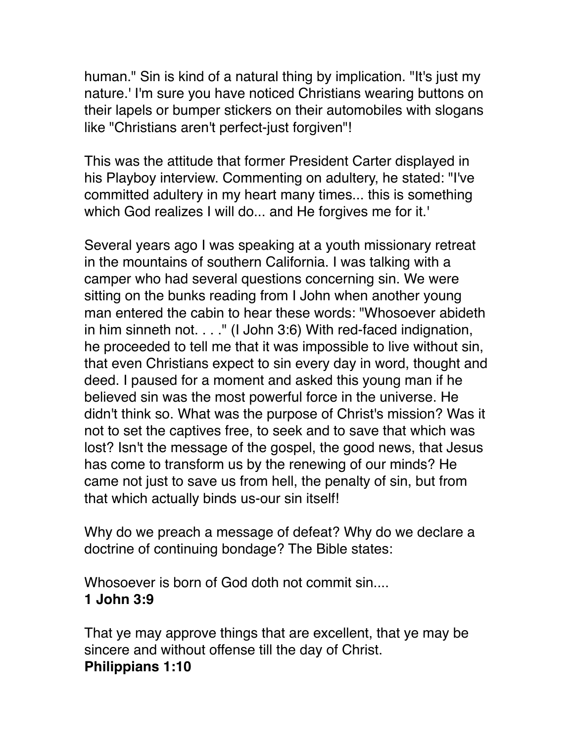human." Sin is kind of a natural thing by implication. "It's just my nature.' I'm sure you have noticed Christians wearing buttons on their lapels or bumper stickers on their automobiles with slogans like "Christians aren't perfect-just forgiven"!

This was the attitude that former President Carter displayed in his Playboy interview. Commenting on adultery, he stated: "I've committed adultery in my heart many times... this is something which God realizes I will do... and He forgives me for it.'

Several years ago I was speaking at a youth missionary retreat in the mountains of southern California. I was talking with a camper who had several questions concerning sin. We were sitting on the bunks reading from I John when another young man entered the cabin to hear these words: "Whosoever abideth in him sinneth not. . . ." (I John 3:6) With red-faced indignation, he proceeded to tell me that it was impossible to live without sin, that even Christians expect to sin every day in word, thought and deed. I paused for a moment and asked this young man if he believed sin was the most powerful force in the universe. He didn't think so. What was the purpose of Christ's mission? Was it not to set the captives free, to seek and to save that which was lost? Isn't the message of the gospel, the good news, that Jesus has come to transform us by the renewing of our minds? He came not just to save us from hell, the penalty of sin, but from that which actually binds us-our sin itself!

Why do we preach a message of defeat? Why do we declare a doctrine of continuing bondage? The Bible states:

Whosoever is born of God doth not commit sin....
**1 John 3:9**

That ye may approve things that are excellent, that ye may be sincere and without offense till the day of Christ.
**Philippians 1:10**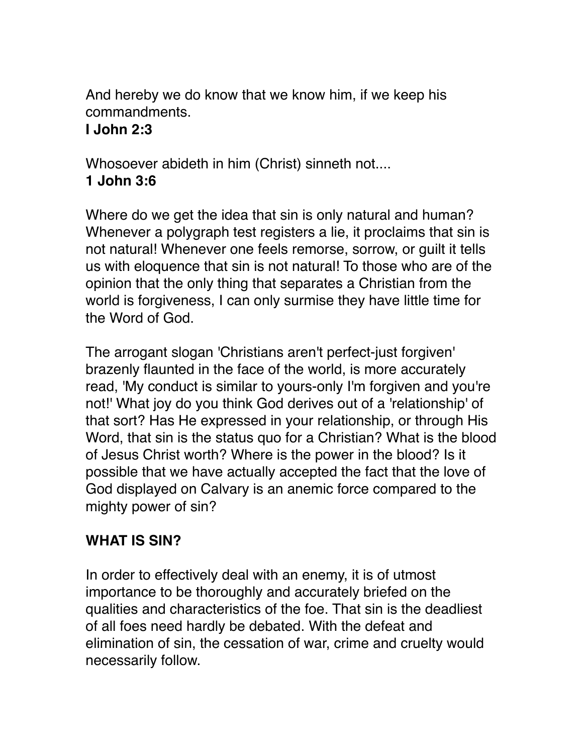And hereby we do know that we know him, if we keep his commandments.
**I John 2:3**

Whosoever abideth in him (Christ) sinneth not....
**1 John 3:6**

Where do we get the idea that sin is only natural and human? Whenever a polygraph test registers a lie, it proclaims that sin is not natural! Whenever one feels remorse, sorrow, or guilt it tells us with eloquence that sin is not natural! To those who are of the opinion that the only thing that separates a Christian from the world is forgiveness, I can only surmise they have little time for the Word of God.

The arrogant slogan 'Christians aren't perfect-just forgiven' brazenly flaunted in the face of the world, is more accurately read, 'My conduct is similar to yours-only I'm forgiven and you're not!' What joy do you think God derives out of a 'relationship' of that sort? Has He expressed in your relationship, or through His Word, that sin is the status quo for a Christian? What is the blood of Jesus Christ worth? Where is the power in the blood? Is it possible that we have actually accepted the fact that the love of God displayed on Calvary is an anemic force compared to the mighty power of sin?

## WHAT IS SIN?

In order to effectively deal with an enemy, it is of utmost importance to be thoroughly and accurately briefed on the qualities and characteristics of the foe. That sin is the deadliest of all foes need hardly be debated. With the defeat and elimination of sin, the cessation of war, crime and cruelty would necessarily follow.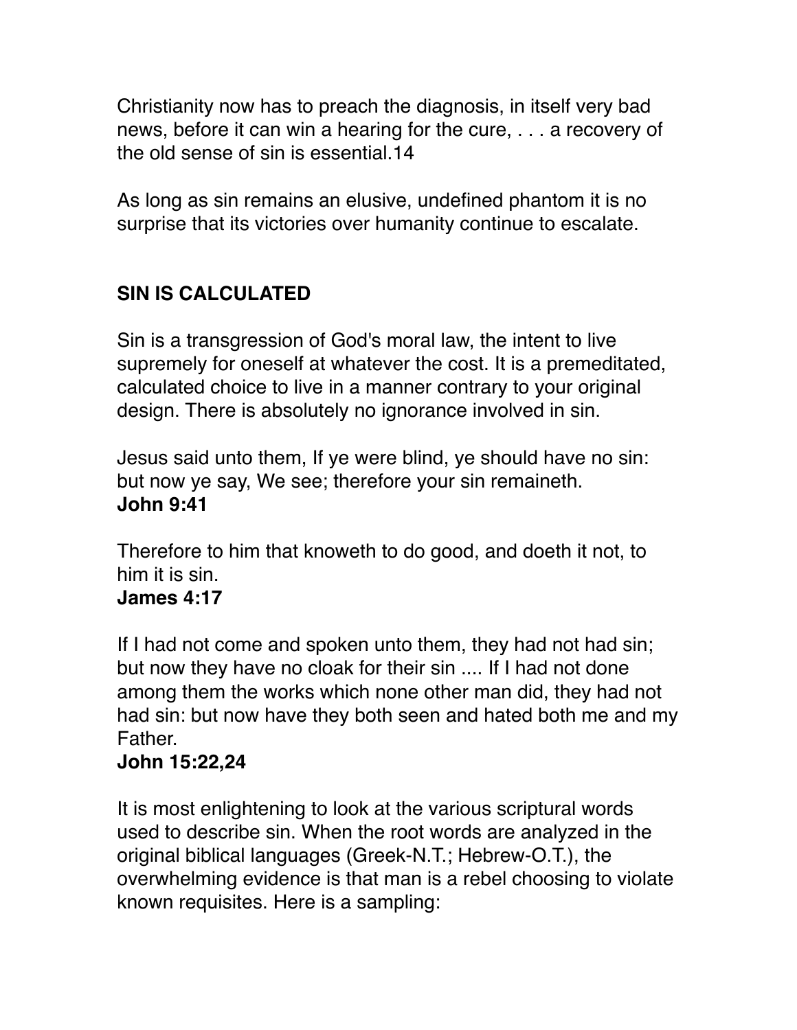Christianity now has to preach the diagnosis, in itself very bad news, before it can win a hearing for the cure, . . . a recovery of the old sense of sin is essential.[14]

As long as sin remains an elusive, undefined phantom it is no surprise that its victories over humanity continue to escalate.

## SIN IS CALCULATED

Sin is a transgression of God's moral law, the intent to live supremely for oneself at whatever the cost. It is a premeditated, calculated choice to live in a manner contrary to your original design. There is absolutely no ignorance involved in sin.

Jesus said unto them, If ye were blind, ye should have no sin: but now ye say, We see; therefore your sin remaineth.
**John 9:41**

Therefore to him that knoweth to do good, and doeth it not, to him it is sin.
**James 4:17**

If I had not come and spoken unto them, they had not had sin; but now they have no cloak for their sin .... If I had not done among them the works which none other man did, they had not had sin: but now have they both seen and hated both me and my Father.
**John 15:22,24**

It is most enlightening to look at the various scriptural words used to describe sin. When the root words are analyzed in the original biblical languages (Greek-N.T.; Hebrew-O.T.), the overwhelming evidence is that man is a rebel choosing to violate known requisites. Here is a sampling: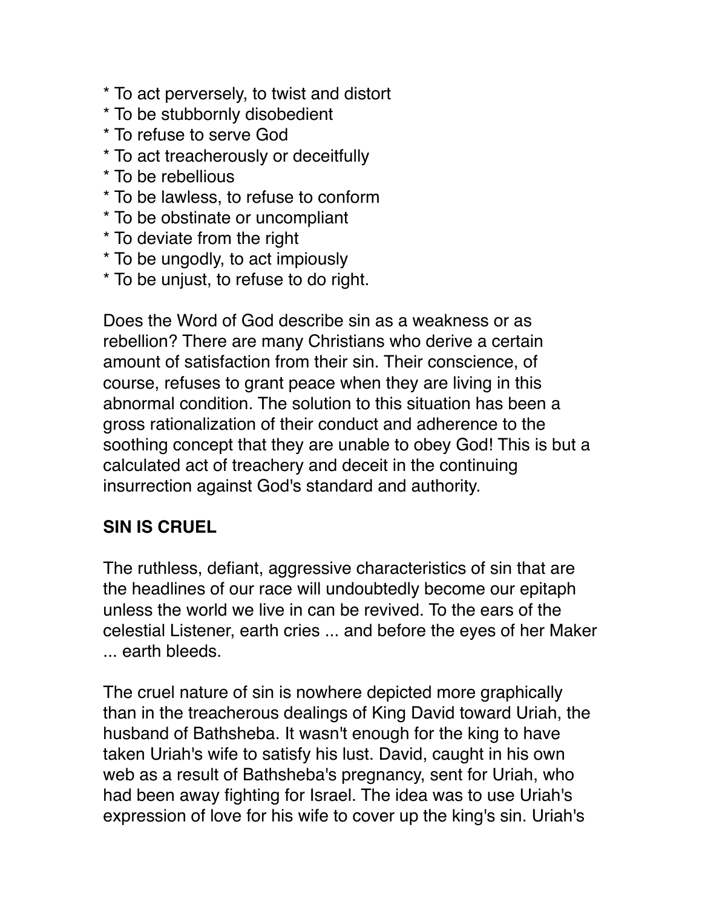* To act perversely, to twist and distort
* To be stubbornly disobedient
* To refuse to serve God
* To act treacherously or deceitfully
* To be rebellious
* To be lawless, to refuse to conform
* To be obstinate or uncompliant
* To deviate from the right
* To be ungodly, to act impiously
* To be unjust, to refuse to do right.

Does the Word of God describe sin as a weakness or as rebellion? There are many Christians who derive a certain amount of satisfaction from their sin. Their conscience, of course, refuses to grant peace when they are living in this abnormal condition. The solution to this situation has been a gross rationalization of their conduct and adherence to the soothing concept that they are unable to obey God! This is but a calculated act of treachery and deceit in the continuing insurrection against God's standard and authority.

## SIN IS CRUEL

The ruthless, defiant, aggressive characteristics of sin that are the headlines of our race will undoubtedly become our epitaph unless the world we live in can be revived. To the ears of the celestial Listener, earth cries ... and before the eyes of her Maker ... earth bleeds.

The cruel nature of sin is nowhere depicted more graphically than in the treacherous dealings of King David toward Uriah, the husband of Bathsheba. It wasn't enough for the king to have taken Uriah's wife to satisfy his lust. David, caught in his own web as a result of Bathsheba's pregnancy, sent for Uriah, who had been away fighting for Israel. The idea was to use Uriah's expression of love for his wife to cover up the king's sin. Uriah's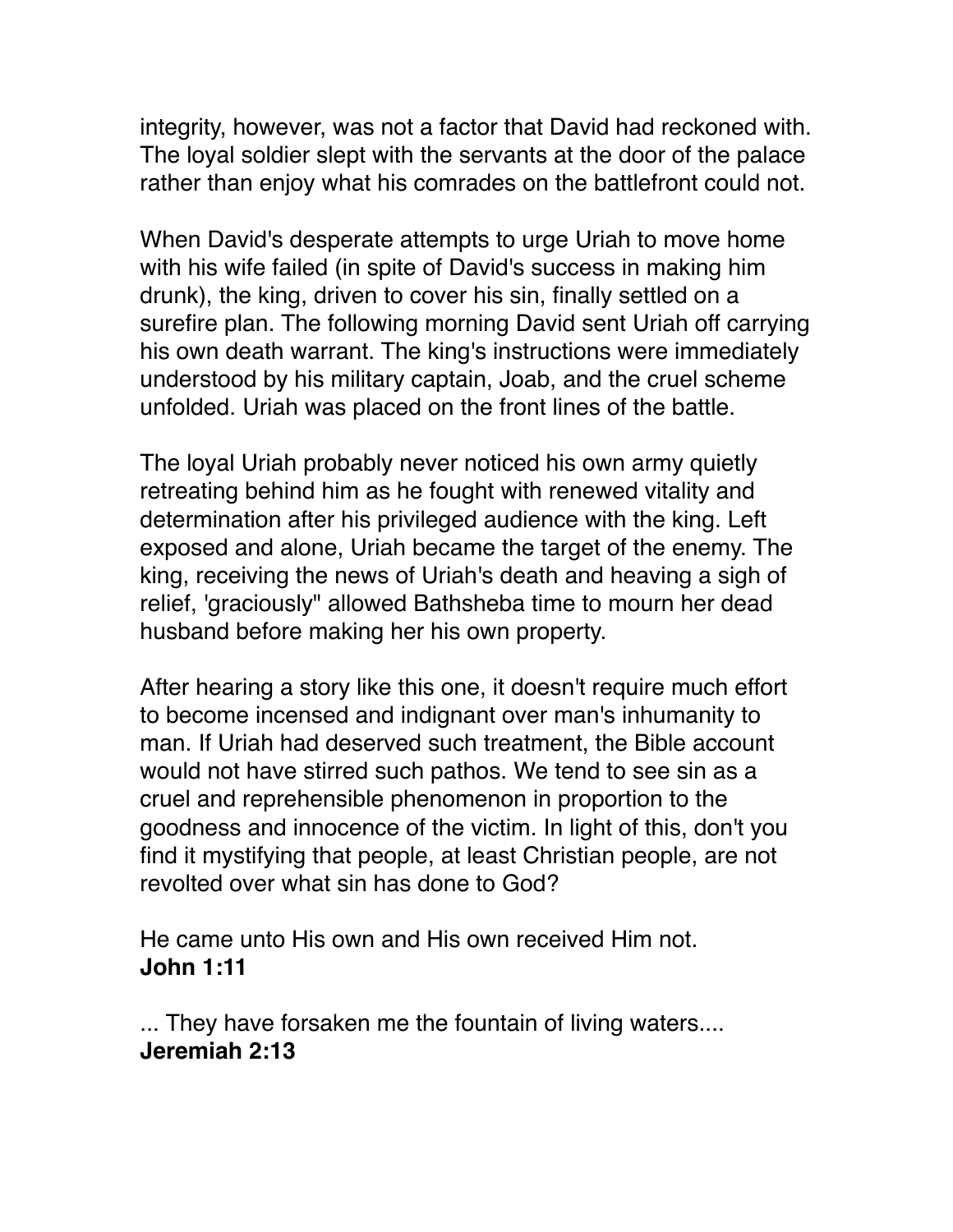integrity, however, was not a factor that David had reckoned with. The loyal soldier slept with the servants at the door of the palace rather than enjoy what his comrades on the battlefront could not.

When David's desperate attempts to urge Uriah to move home with his wife failed (in spite of David's success in making him drunk), the king, driven to cover his sin, finally settled on a surefire plan. The following morning David sent Uriah off carrying his own death warrant. The king's instructions were immediately understood by his military captain, Joab, and the cruel scheme unfolded. Uriah was placed on the front lines of the battle.

The loyal Uriah probably never noticed his own army quietly retreating behind him as he fought with renewed vitality and determination after his privileged audience with the king. Left exposed and alone, Uriah became the target of the enemy. The king, receiving the news of Uriah's death and heaving a sigh of relief, 'graciously" allowed Bathsheba time to mourn her dead husband before making her his own property.

After hearing a story like this one, it doesn't require much effort to become incensed and indignant over man's inhumanity to man. If Uriah had deserved such treatment, the Bible account would not have stirred such pathos. We tend to see sin as a cruel and reprehensible phenomenon in proportion to the goodness and innocence of the victim. In light of this, don't you find it mystifying that people, at least Christian people, are not revolted over what sin has done to God?

He came unto His own and His own received Him not.
**John 1:11**

... They have forsaken me the fountain of living waters....
**Jeremiah 2:13**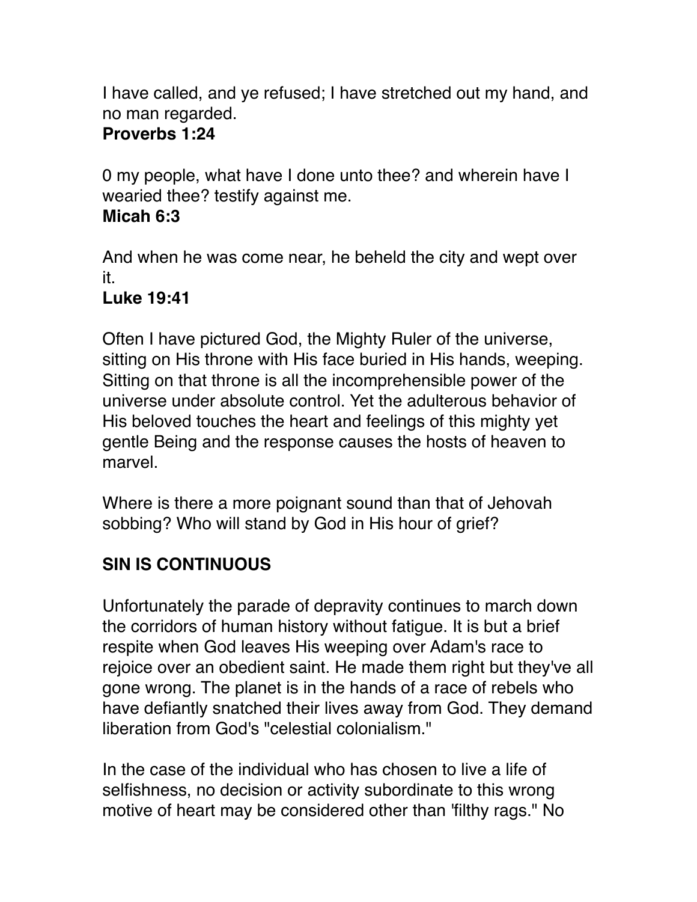I have called, and ye refused; I have stretched out my hand, and no man regarded.
**Proverbs 1:24**

0 my people, what have I done unto thee? and wherein have I wearied thee? testify against me.
**Micah 6:3**

And when he was come near, he beheld the city and wept over it.
**Luke 19:41**

Often I have pictured God, the Mighty Ruler of the universe, sitting on His throne with His face buried in His hands, weeping. Sitting on that throne is all the incomprehensible power of the universe under absolute control. Yet the adulterous behavior of His beloved touches the heart and feelings of this mighty yet gentle Being and the response causes the hosts of heaven to marvel.

Where is there a more poignant sound than that of Jehovah sobbing? Who will stand by God in His hour of grief?

## SIN IS CONTINUOUS

Unfortunately the parade of depravity continues to march down the corridors of human history without fatigue. It is but a brief respite when God leaves His weeping over Adam's race to rejoice over an obedient saint. He made them right but they've all gone wrong. The planet is in the hands of a race of rebels who have defiantly snatched their lives away from God. They demand liberation from God's "celestial colonialism."

In the case of the individual who has chosen to live a life of selfishness, no decision or activity subordinate to this wrong motive of heart may be considered other than 'filthy rags." No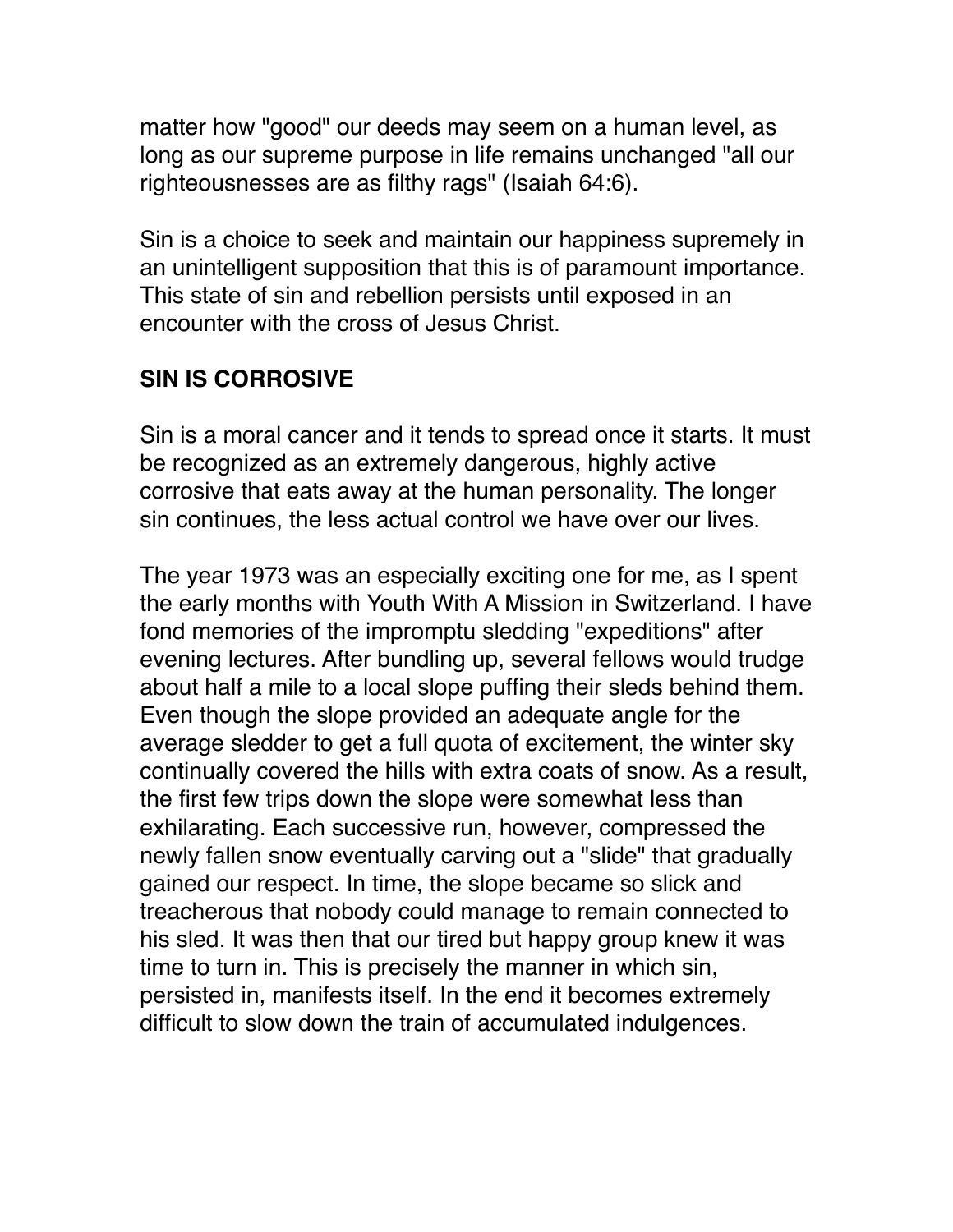matter how "good" our deeds may seem on a human level, as long as our supreme purpose in life remains unchanged "all our righteousnesses are as filthy rags" (Isaiah 64:6).

Sin is a choice to seek and maintain our happiness supremely in an unintelligent supposition that this is of paramount importance. This state of sin and rebellion persists until exposed in an encounter with the cross of Jesus Christ.

## SIN IS CORROSIVE

Sin is a moral cancer and it tends to spread once it starts. It must be recognized as an extremely dangerous, highly active corrosive that eats away at the human personality. The longer sin continues, the less actual control we have over our lives.

The year 1973 was an especially exciting one for me, as I spent the early months with Youth With A Mission in Switzerland. I have fond memories of the impromptu sledding "expeditions" after evening lectures. After bundling up, several fellows would trudge about half a mile to a local slope puffing their sleds behind them. Even though the slope provided an adequate angle for the average sledder to get a full quota of excitement, the winter sky continually covered the hills with extra coats of snow. As a result, the first few trips down the slope were somewhat less than exhilarating. Each successive run, however, compressed the newly fallen snow eventually carving out a "slide" that gradually gained our respect. In time, the slope became so slick and treacherous that nobody could manage to remain connected to his sled. It was then that our tired but happy group knew it was time to turn in. This is precisely the manner in which sin, persisted in, manifests itself. In the end it becomes extremely difficult to slow down the train of accumulated indulgences.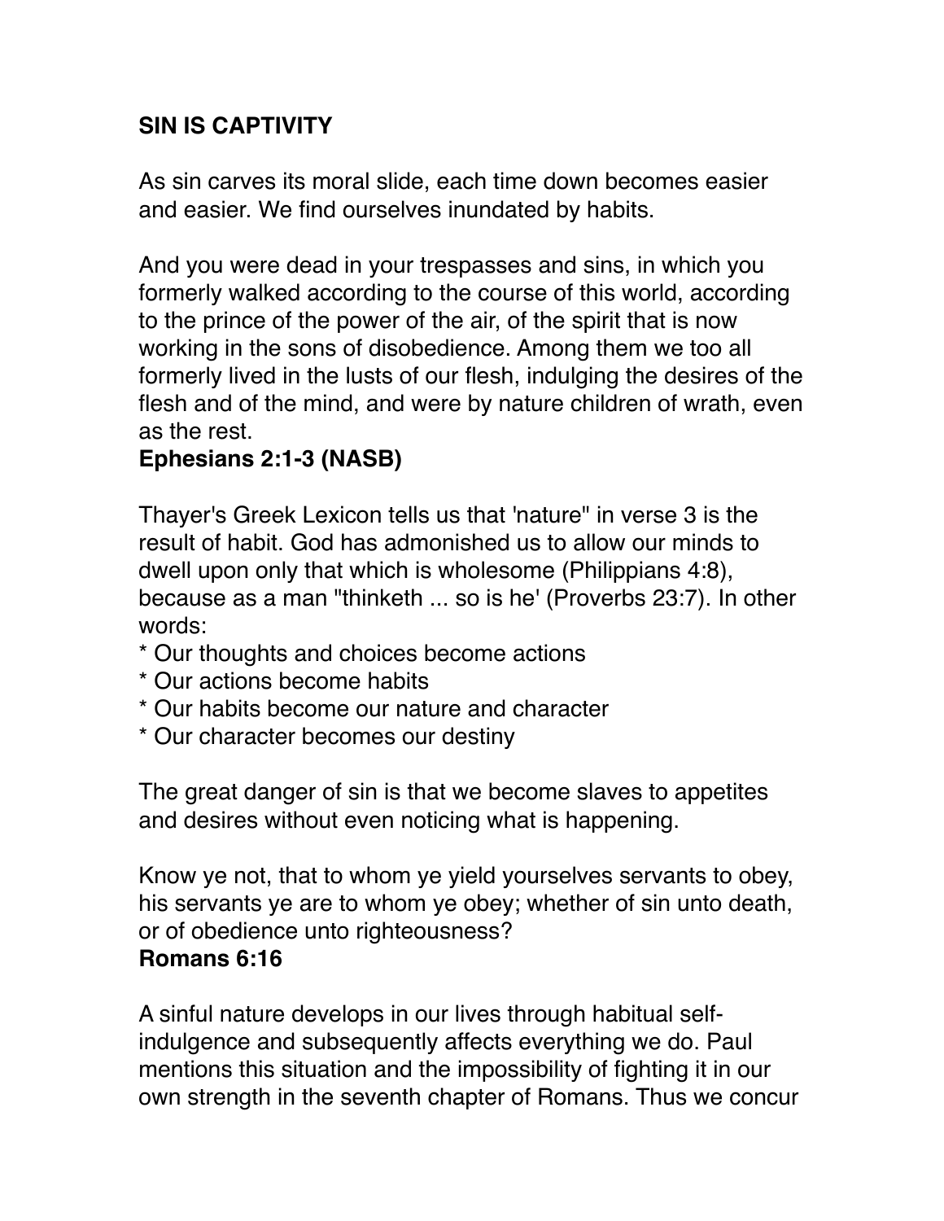**SIN IS CAPTIVITY**

As sin carves its moral slide, each time down becomes easier and easier. We find ourselves inundated by habits.

And you were dead in your trespasses and sins, in which you formerly walked according to the course of this world, according to the prince of the power of the air, of the spirit that is now working in the sons of disobedience. Among them we too all formerly lived in the lusts of our flesh, indulging the desires of the flesh and of the mind, and were by nature children of wrath, even as the rest.
**Ephesians 2:1-3 (NASB)**

Thayer's Greek Lexicon tells us that 'nature" in verse 3 is the result of habit. God has admonished us to allow our minds to dwell upon only that which is wholesome (Philippians 4:8), because as a man "thinketh ... so is he' (Proverbs 23:7). In other words:

* Our thoughts and choices become actions
* Our actions become habits
* Our habits become our nature and character
* Our character becomes our destiny

The great danger of sin is that we become slaves to appetites and desires without even noticing what is happening.

Know ye not, that to whom ye yield yourselves servants to obey, his servants ye are to whom ye obey; whether of sin unto death, or of obedience unto righteousness?
**Romans 6:16**

A sinful nature develops in our lives through habitual self-indulgence and subsequently affects everything we do. Paul mentions this situation and the impossibility of fighting it in our own strength in the seventh chapter of Romans. Thus we concur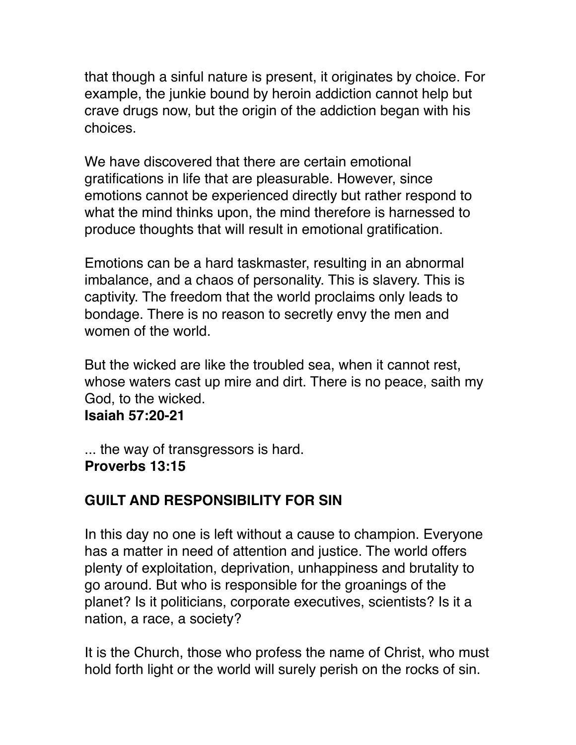that though a sinful nature is present, it originates by choice. For example, the junkie bound by heroin addiction cannot help but crave drugs now, but the origin of the addiction began with his choices.

We have discovered that there are certain emotional gratifications in life that are pleasurable. However, since emotions cannot be experienced directly but rather respond to what the mind thinks upon, the mind therefore is harnessed to produce thoughts that will result in emotional gratification.

Emotions can be a hard taskmaster, resulting in an abnormal imbalance, and a chaos of personality. This is slavery. This is captivity. The freedom that the world proclaims only leads to bondage. There is no reason to secretly envy the men and women of the world.

But the wicked are like the troubled sea, when it cannot rest, whose waters cast up mire and dirt. There is no peace, saith my God, to the wicked.
**Isaiah 57:20-21**

... the way of transgressors is hard.
**Proverbs 13:15**

## GUILT AND RESPONSIBILITY FOR SIN

In this day no one is left without a cause to champion. Everyone has a matter in need of attention and justice. The world offers plenty of exploitation, deprivation, unhappiness and brutality to go around. But who is responsible for the groanings of the planet? Is it politicians, corporate executives, scientists? Is it a nation, a race, a society?

It is the Church, those who profess the name of Christ, who must hold forth light or the world will surely perish on the rocks of sin.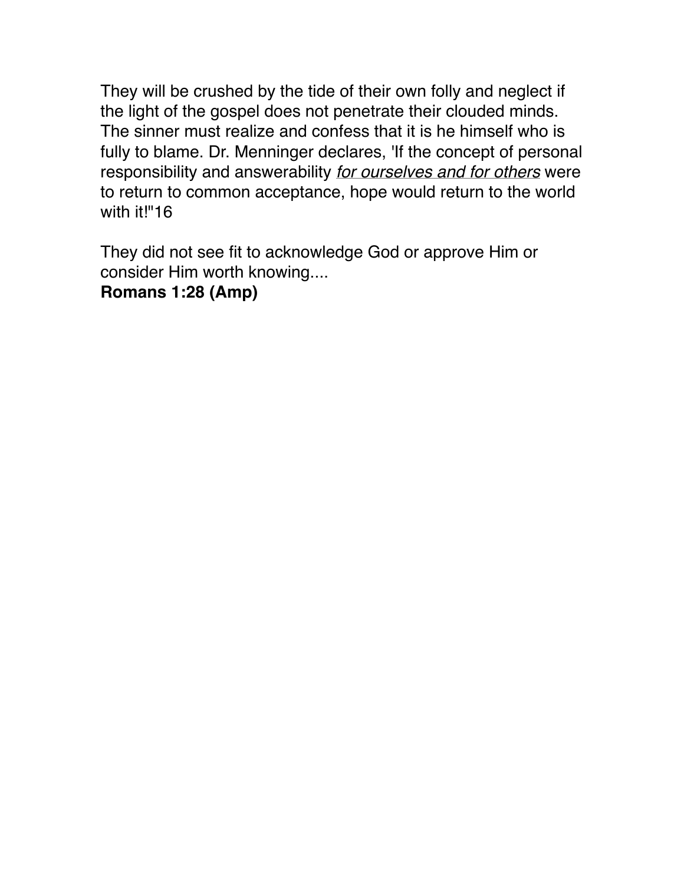They will be crushed by the tide of their own folly and neglect if the light of the gospel does not penetrate their clouded minds. The sinner must realize and confess that it is he himself who is fully to blame. Dr. Menninger declares, 'If the concept of personal responsibility and answerability <u>*for ourselves and for others*</u> were to return to common acceptance, hope would return to the world with it!"16

They did not see fit to acknowledge God or approve Him or consider Him worth knowing....
**Romans 1:28 (Amp)**